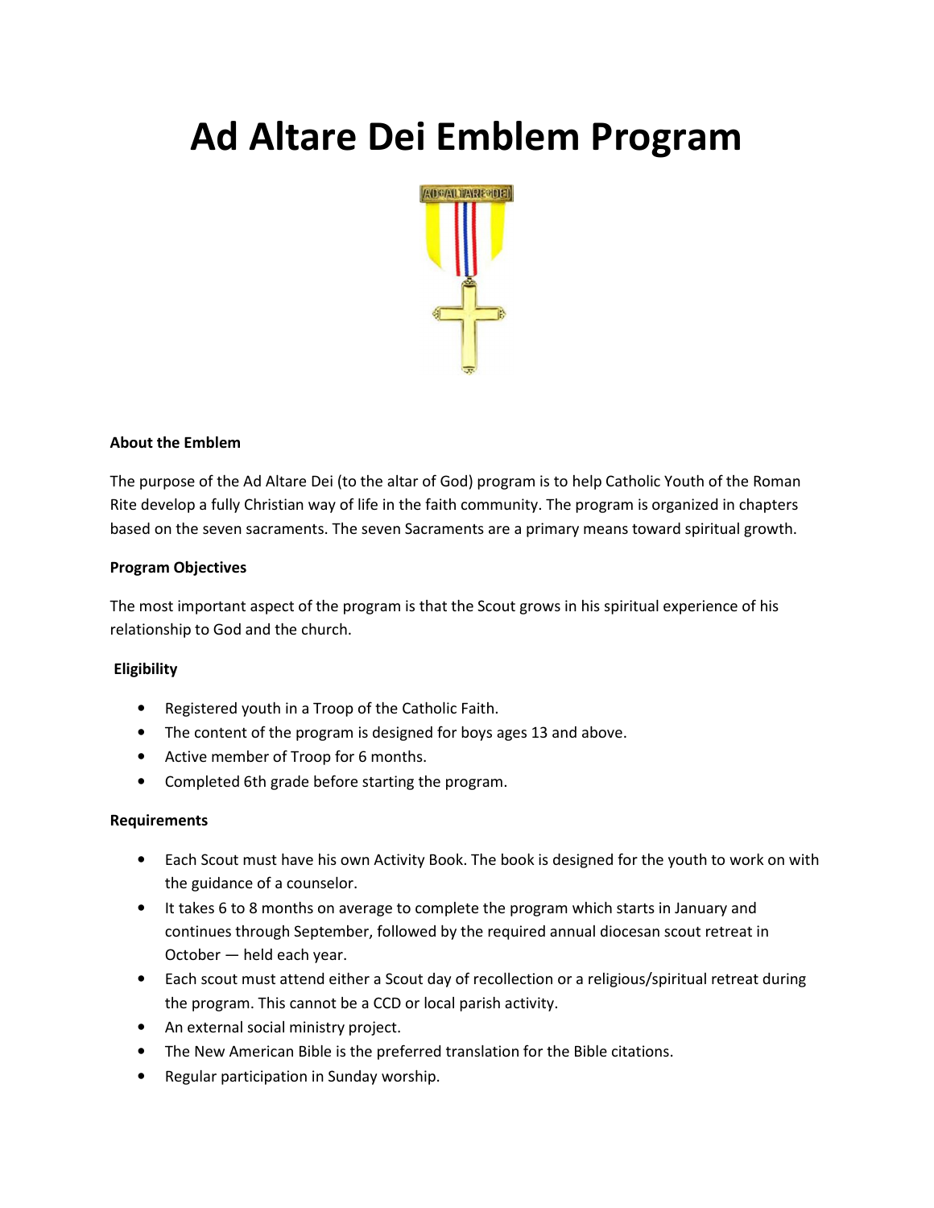# Ad Altare Dei Emblem Program

**About the Emblem**

The purpose of the Ad Altare Dei (to the altar of God) program is to help Catholic Youth of the Roman Rite develop a fully Christian way of life in the faith community. The program is organized in chapters based on the seven sacraments. The seven Sacraments are a primary means toward spiritual growth.

**Program Objectives**

The most important aspect of the program is that the Scout grows in his spiritual experience of his relationship to God and the church.

**Eligibility**

- Registered youth in a Troop of the Catholic Faith.
- The content of the program is designed for boys ages 13 and above.
- Active member of Troop for 6 months.
- Completed 6th grade before starting the program.

**Requirements**

- Each Scout must have his own Activity Book. The book is designed for the youth to work on with the guidance of a counselor.
- It takes 6 to 8 months on average to complete the program which starts in January and continues through September, followed by the required annual diocesan scout retreat in October — held each year.
- Each scout must attend either a Scout day of recollection or a religious/spiritual retreat during the program. This cannot be a CCD or local parish activity.
- An external social ministry project.
- The New American Bible is the preferred translation for the Bible citations.
- Regular participation in Sunday worship.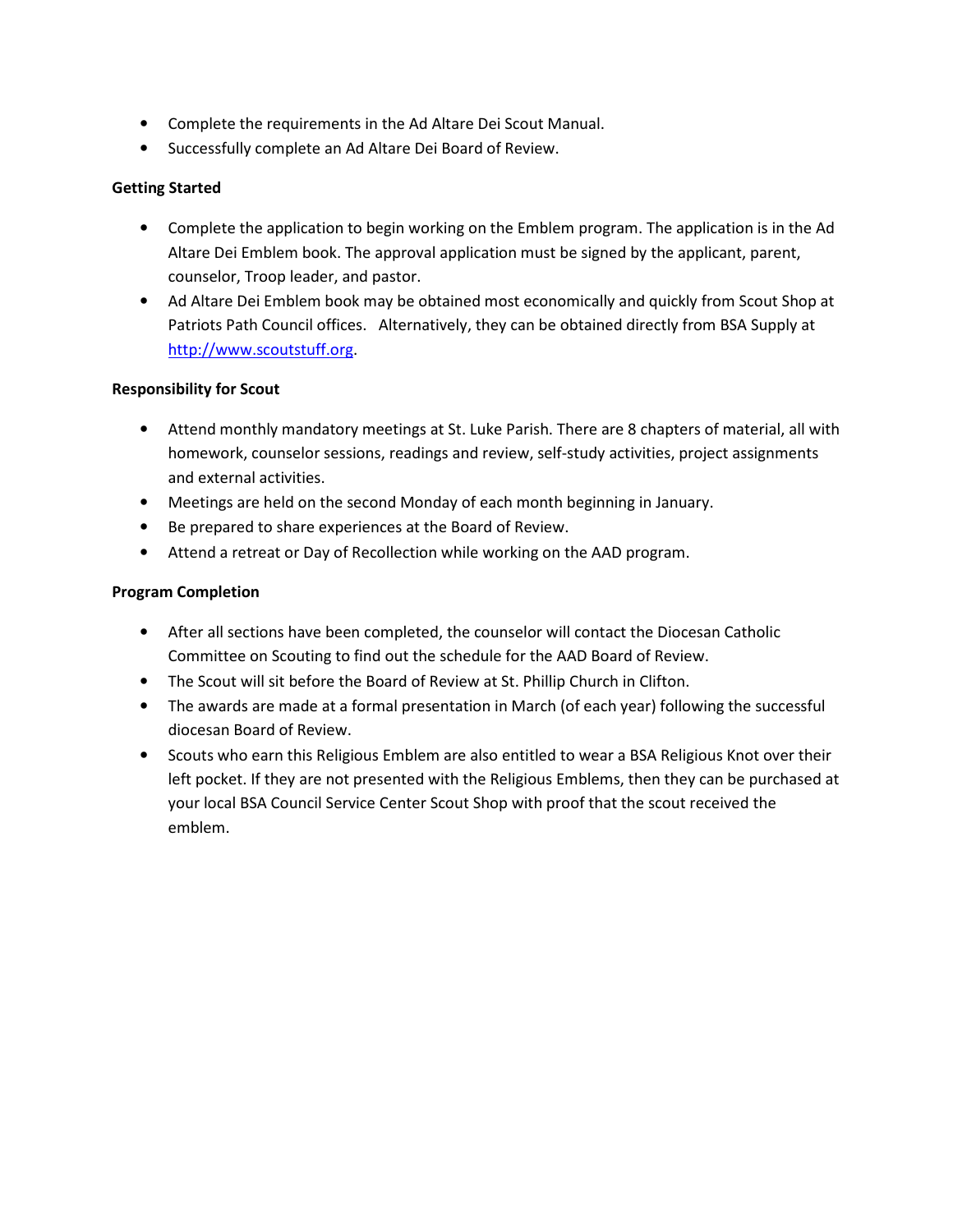- Complete the requirements in the Ad Altare Dei Scout Manual.
- Successfully complete an Ad Altare Dei Board of Review.

**Getting Started**

- Complete the application to begin working on the Emblem program. The application is in the Ad Altare Dei Emblem book. The approval application must be signed by the applicant, parent, counselor, Troop leader, and pastor.
- Ad Altare Dei Emblem book may be obtained most economically and quickly from Scout Shop at Patriots Path Council offices.   Alternatively, they can be obtained directly from BSA Supply at [http://www.scoutstuff.org](http://www.scoutstuff.org).

**Responsibility for Scout**

- Attend monthly mandatory meetings at St. Luke Parish. There are 8 chapters of material, all with homework, counselor sessions, readings and review, self-study activities, project assignments and external activities.
- Meetings are held on the second Monday of each month beginning in January.
- Be prepared to share experiences at the Board of Review.
- Attend a retreat or Day of Recollection while working on the AAD program.

**Program Completion**

- After all sections have been completed, the counselor will contact the Diocesan Catholic Committee on Scouting to find out the schedule for the AAD Board of Review.
- The Scout will sit before the Board of Review at St. Phillip Church in Clifton.
- The awards are made at a formal presentation in March (of each year) following the successful diocesan Board of Review.
- Scouts who earn this Religious Emblem are also entitled to wear a BSA Religious Knot over their left pocket. If they are not presented with the Religious Emblems, then they can be purchased at your local BSA Council Service Center Scout Shop with proof that the scout received the emblem.